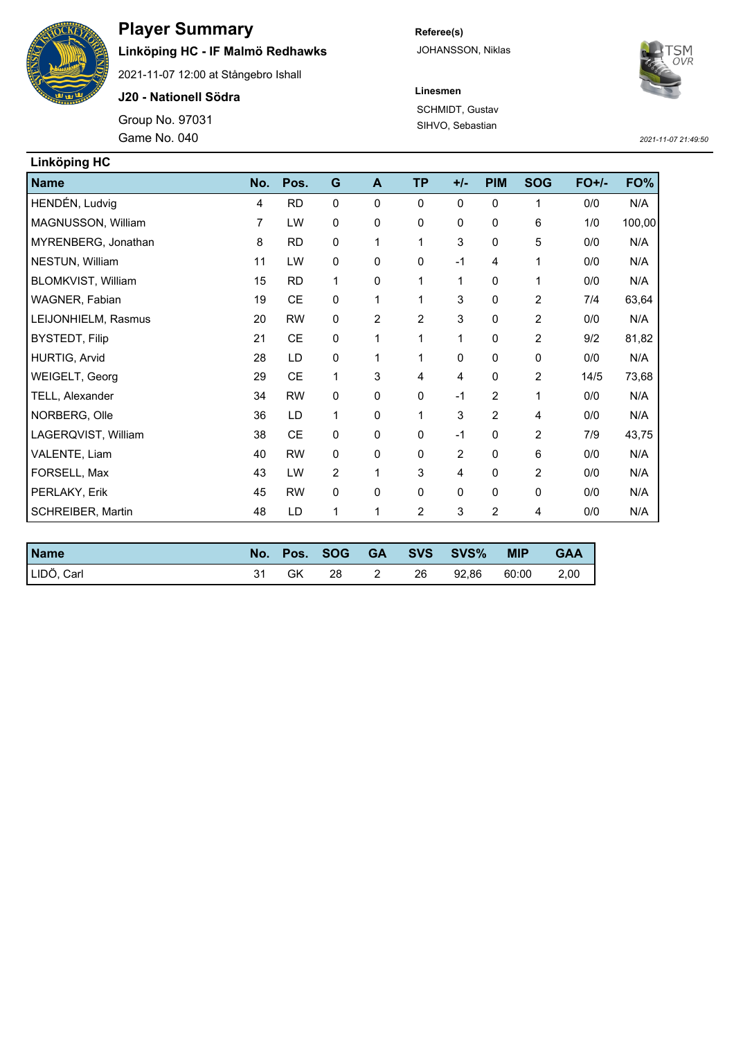# Player Summary

**Linköping HC - IF Malmö Redhawks**

2021-11-07 12:00 at Stångebro Ishall

**J20 - Nationell Södra**

Group No. 97031

Game No. 040

**Referee(s)**

JOHANSSON, Niklas

**Linesmen**

SCHMIDT, Gustav

SIHVO, Sebastian

*2021-11-07 21:49:50*

## Linköping HC

| Name | No. | Pos. | G | A | TP | +/- | PIM | SOG | FO+/- | FO% |
|---|---|---|---|---|---|---|---|---|---|---|
| HENDÉN, Ludvig | 4 | RD | 0 | 0 | 0 | 0 | 0 | 1 | 0/0 | N/A |
| MAGNUSSON, William | 7 | LW | 0 | 0 | 0 | 0 | 0 | 6 | 1/0 | 100,00 |
| MYRENBERG, Jonathan | 8 | RD | 0 | 1 | 1 | 3 | 0 | 5 | 0/0 | N/A |
| NESTUN, William | 11 | LW | 0 | 0 | 0 | -1 | 4 | 1 | 0/0 | N/A |
| BLOMKVIST, William | 15 | RD | 1 | 0 | 1 | 1 | 0 | 1 | 0/0 | N/A |
| WAGNER, Fabian | 19 | CE | 0 | 1 | 1 | 3 | 0 | 2 | 7/4 | 63,64 |
| LEIJONHIELM, Rasmus | 20 | RW | 0 | 2 | 2 | 3 | 0 | 2 | 0/0 | N/A |
| BYSTEDT, Filip | 21 | CE | 0 | 1 | 1 | 1 | 0 | 2 | 9/2 | 81,82 |
| HURTIG, Arvid | 28 | LD | 0 | 1 | 1 | 0 | 0 | 0 | 0/0 | N/A |
| WEIGELT, Georg | 29 | CE | 1 | 3 | 4 | 4 | 0 | 2 | 14/5 | 73,68 |
| TELL, Alexander | 34 | RW | 0 | 0 | 0 | -1 | 2 | 1 | 0/0 | N/A |
| NORBERG, Olle | 36 | LD | 1 | 0 | 1 | 3 | 2 | 4 | 0/0 | N/A |
| LAGERQVIST, William | 38 | CE | 0 | 0 | 0 | -1 | 0 | 2 | 7/9 | 43,75 |
| VALENTE, Liam | 40 | RW | 0 | 0 | 0 | 2 | 0 | 6 | 0/0 | N/A |
| FORSELL, Max | 43 | LW | 2 | 1 | 3 | 4 | 0 | 2 | 0/0 | N/A |
| PERLAKY, Erik | 45 | RW | 0 | 0 | 0 | 0 | 0 | 0 | 0/0 | N/A |
| SCHREIBER, Martin | 48 | LD | 1 | 1 | 2 | 3 | 2 | 4 | 0/0 | N/A |

| Name | No. | Pos. | SOG | GA | SVS | SVS% | MIP | GAA |
|---|---|---|---|---|---|---|---|---|
| LIDÖ, Carl | 31 | GK | 28 | 2 | 26 | 92,86 | 60:00 | 2,00 |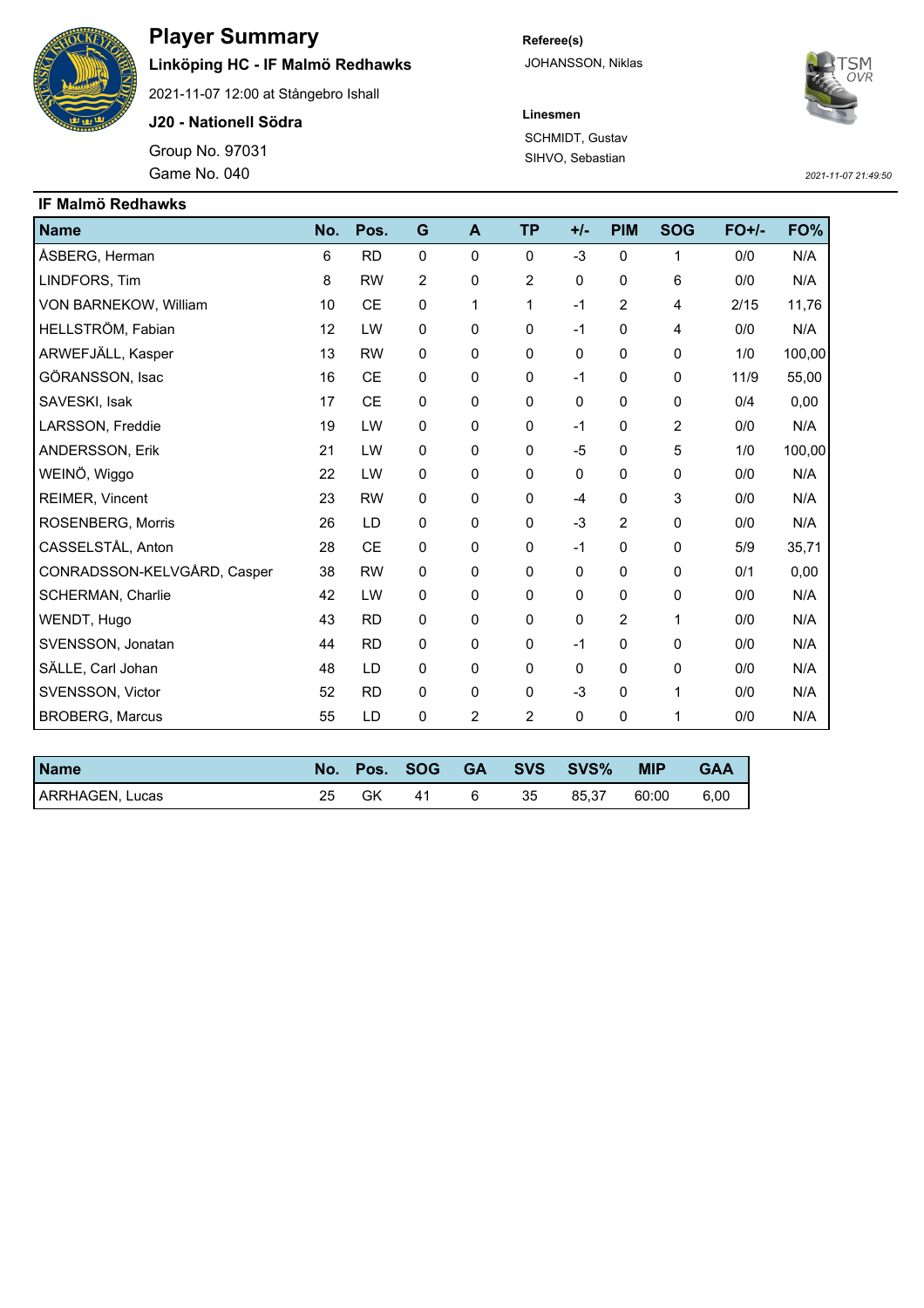# Player Summary

**Linköping HC - IF Malmö Redhawks**

2021-11-07 12:00 at Stångebro Ishall

**J20 - Nationell Södra**

Group No. 97031

Game No. 040

**Referee(s)**

JOHANSSON, Niklas

**Linesmen**

SCHMIDT, Gustav

SIHVO, Sebastian

*2021-11-07 21:49:50*

## IF Malmö Redhawks

| Name | No. | Pos. | G | A | TP | +/- | PIM | SOG | FO+/- | FO% |
|---|---|---|---|---|---|---|---|---|---|---|
| ÅSBERG, Herman | 6 | RD | 0 | 0 | 0 | -3 | 0 | 1 | 0/0 | N/A |
| LINDFORS, Tim | 8 | RW | 2 | 0 | 2 | 0 | 0 | 6 | 0/0 | N/A |
| VON BARNEKOW, William | 10 | CE | 0 | 1 | 1 | -1 | 2 | 4 | 2/15 | 11,76 |
| HELLSTRÖM, Fabian | 12 | LW | 0 | 0 | 0 | -1 | 0 | 4 | 0/0 | N/A |
| ARWEFJÄLL, Kasper | 13 | RW | 0 | 0 | 0 | 0 | 0 | 0 | 1/0 | 100,00 |
| GÖRANSSON, Isac | 16 | CE | 0 | 0 | 0 | -1 | 0 | 0 | 11/9 | 55,00 |
| SAVESKI, Isak | 17 | CE | 0 | 0 | 0 | 0 | 0 | 0 | 0/4 | 0,00 |
| LARSSON, Freddie | 19 | LW | 0 | 0 | 0 | -1 | 0 | 2 | 0/0 | N/A |
| ANDERSSON, Erik | 21 | LW | 0 | 0 | 0 | -5 | 0 | 5 | 1/0 | 100,00 |
| WEINÖ, Wiggo | 22 | LW | 0 | 0 | 0 | 0 | 0 | 0 | 0/0 | N/A |
| REIMER, Vincent | 23 | RW | 0 | 0 | 0 | -4 | 0 | 3 | 0/0 | N/A |
| ROSENBERG, Morris | 26 | LD | 0 | 0 | 0 | -3 | 2 | 0 | 0/0 | N/A |
| CASSELSTÅL, Anton | 28 | CE | 0 | 0 | 0 | -1 | 0 | 0 | 5/9 | 35,71 |
| CONRADSSON-KELVGÅRD, Casper | 38 | RW | 0 | 0 | 0 | 0 | 0 | 0 | 0/1 | 0,00 |
| SCHERMAN, Charlie | 42 | LW | 0 | 0 | 0 | 0 | 0 | 0 | 0/0 | N/A |
| WENDT, Hugo | 43 | RD | 0 | 0 | 0 | 0 | 2 | 1 | 0/0 | N/A |
| SVENSSON, Jonatan | 44 | RD | 0 | 0 | 0 | -1 | 0 | 0 | 0/0 | N/A |
| SÄLLE, Carl Johan | 48 | LD | 0 | 0 | 0 | 0 | 0 | 0 | 0/0 | N/A |
| SVENSSON, Victor | 52 | RD | 0 | 0 | 0 | -3 | 0 | 1 | 0/0 | N/A |
| BROBERG, Marcus | 55 | LD | 0 | 2 | 2 | 0 | 0 | 1 | 0/0 | N/A |

| Name | No. | Pos. | SOG | GA | SVS | SVS% | MIP | GAA |
|---|---|---|---|---|---|---|---|---|
| ARRHAGEN, Lucas | 25 | GK | 41 | 6 | 35 | 85,37 | 60:00 | 6,00 |